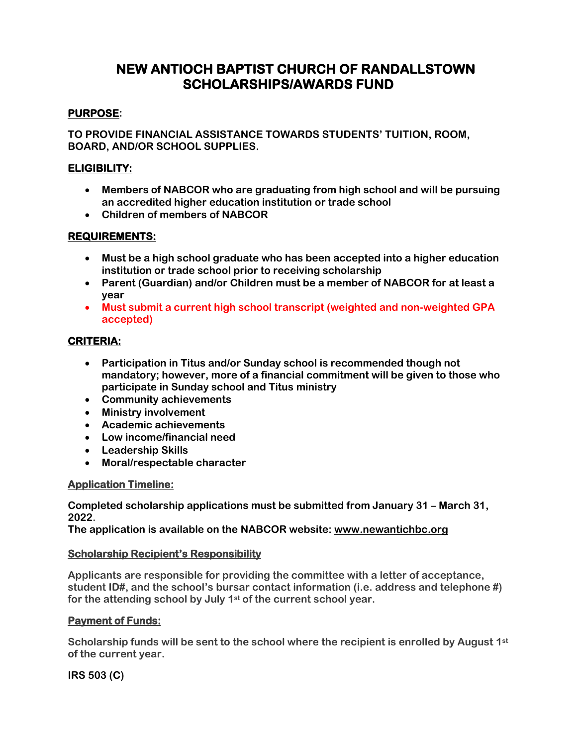# NEW ANTIOCH BAPTIST CHURCH OF RANDALLSTOWN SCHOLARSHIPS/AWARDS FUND

**PURPOSE:**

**TO PROVIDE FINANCIAL ASSISTANCE TOWARDS STUDENTS' TUITION, ROOM, BOARD, AND/OR SCHOOL SUPPLIES.**

**ELIGIBILITY:**

- **Members of NABCOR who are graduating from high school and will be pursuing an accredited higher education institution or trade school**
- **Children of members of NABCOR**

**REQUIREMENTS:**

- **Must be a high school graduate who has been accepted into a higher education institution or trade school prior to receiving scholarship**
- **Parent (Guardian) and/or Children must be a member of NABCOR for at least a year**
- **Must submit a current high school transcript (weighted and non-weighted GPA accepted)**

**CRITERIA:**

- **Participation in Titus and/or Sunday school is recommended though not mandatory; however, more of a financial commitment will be given to those who participate in Sunday school and Titus ministry**
- **Community achievements**
- **Ministry involvement**
- **Academic achievements**
- **Low income/financial need**
- **Leadership Skills**
- **Moral/respectable character**

**Application Timeline:**

**Completed scholarship applications must be submitted from January 31 – March 31, 2022.**
**The application is available on the NABCOR website: www.newantichbc.org**

**Scholarship Recipient's Responsibility**

**Applicants are responsible for providing the committee with a letter of acceptance, student ID#, and the school's bursar contact information (i.e. address and telephone #) for the attending school by July 1st of the current school year.**

**Payment of Funds:**

**Scholarship funds will be sent to the school where the recipient is enrolled by August 1st of the current year.**

**IRS 503 (C)**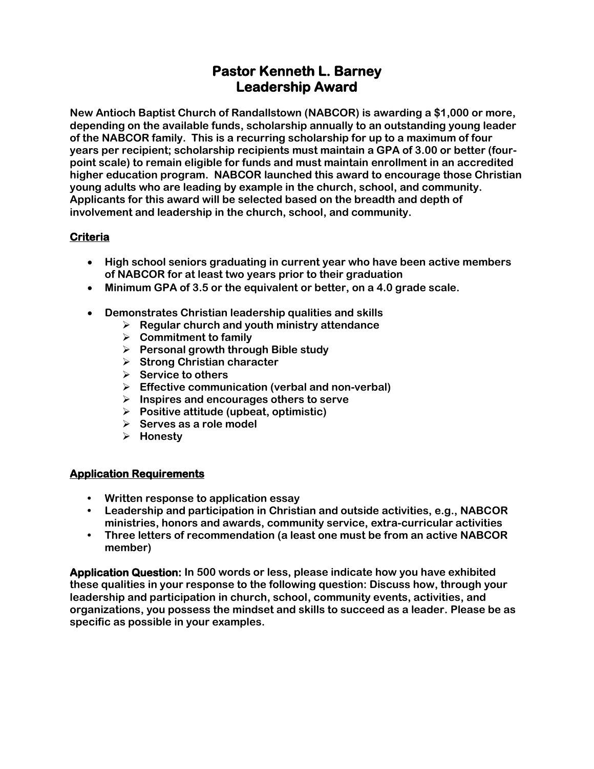# Pastor Kenneth L. Barney Leadership Award

**New Antioch Baptist Church of Randallstown (NABCOR) is awarding a $1,000 or more, depending on the available funds, scholarship annually to an outstanding young leader of the NABCOR family. This is a recurring scholarship for up to a maximum of four years per recipient; scholarship recipients must maintain a GPA of 3.00 or better (four-point scale) to remain eligible for funds and must maintain enrollment in an accredited higher education program. NABCOR launched this award to encourage those Christian young adults who are leading by example in the church, school, and community. Applicants for this award will be selected based on the breadth and depth of involvement and leadership in the church, school, and community.**

## Criteria

- **High school seniors graduating in current year who have been active members of NABCOR for at least two years prior to their graduation**
- **Minimum GPA of 3.5 or the equivalent or better, on a 4.0 grade scale.**
- **Demonstrates Christian leadership qualities and skills**
  - **Regular church and youth ministry attendance**
  - **Commitment to family**
  - **Personal growth through Bible study**
  - **Strong Christian character**
  - **Service to others**
  - **Effective communication (verbal and non-verbal)**
  - **Inspires and encourages others to serve**
  - **Positive attitude (upbeat, optimistic)**
  - **Serves as a role model**
  - **Honesty**

## Application Requirements

- **Written response to application essay**
- **Leadership and participation in Christian and outside activities, e.g., NABCOR ministries, honors and awards, community service, extra-curricular activities**
- **Three letters of recommendation (a least one must be from an active NABCOR member)**

**Application Question: In 500 words or less, please indicate how you have exhibited these qualities in your response to the following question: Discuss how, through your leadership and participation in church, school, community events, activities, and organizations, you possess the mindset and skills to succeed as a leader. Please be as specific as possible in your examples.**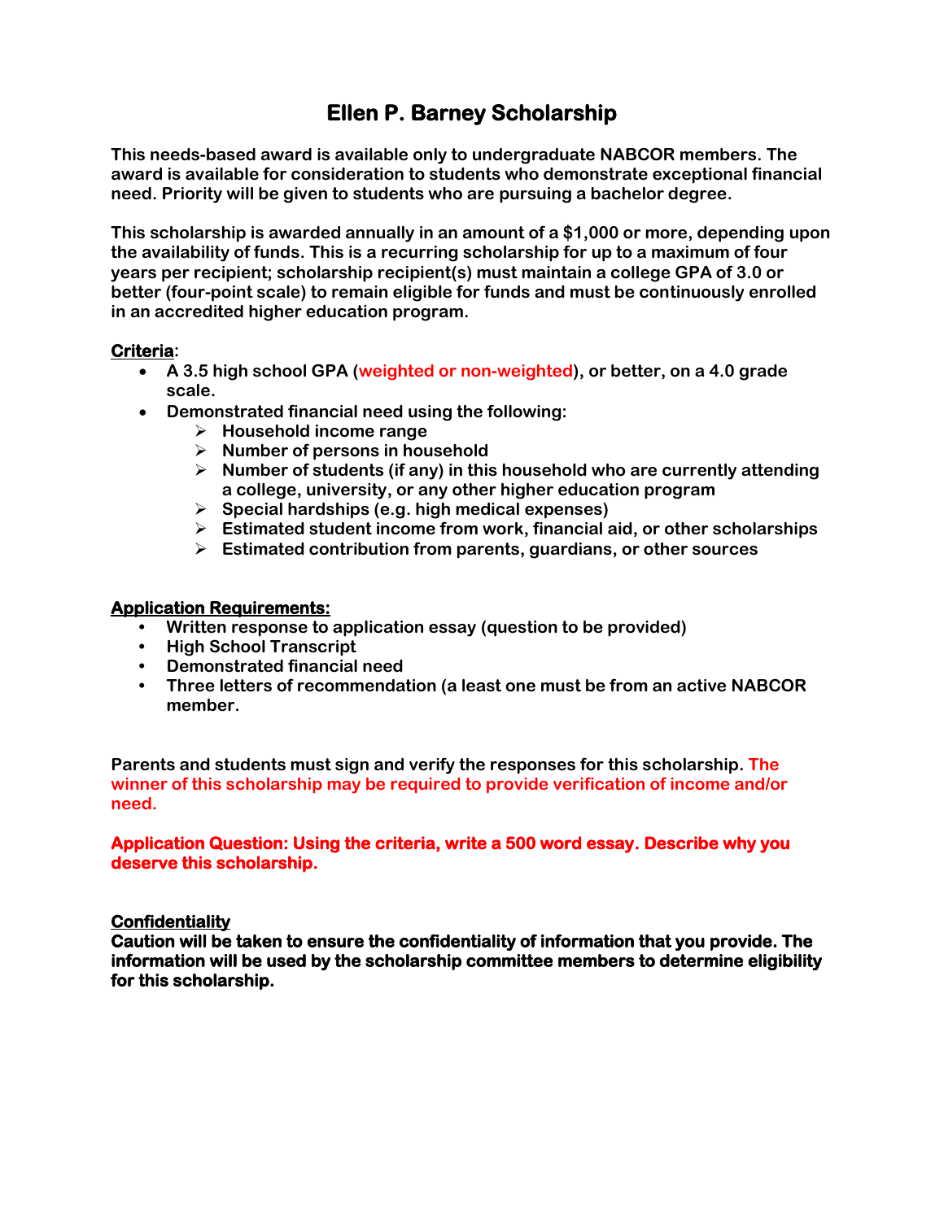# Ellen P. Barney Scholarship

**This needs-based award is available only to undergraduate NABCOR members. The award is available for consideration to students who demonstrate exceptional financial need. Priority will be given to students who are pursuing a bachelor degree.**

**This scholarship is awarded annually in an amount of a $1,000 or more, depending upon the availability of funds. This is a recurring scholarship for up to a maximum of four years per recipient; scholarship recipient(s) must maintain a college GPA of 3.0 or better (four-point scale) to remain eligible for funds and must be continuously enrolled in an accredited higher education program.**

**Criteria:**

- **A 3.5 high school GPA (weighted or non-weighted), or better, on a 4.0 grade scale.**
- **Demonstrated financial need using the following:**
  - **Household income range**
  - **Number of persons in household**
  - **Number of students (if any) in this household who are currently attending a college, university, or any other higher education program**
  - **Special hardships (e.g. high medical expenses)**
  - **Estimated student income from work, financial aid, or other scholarships**
  - **Estimated contribution from parents, guardians, or other sources**

**Application Requirements:**

- **Written response to application essay (question to be provided)**
- **High School Transcript**
- **Demonstrated financial need**
- **Three letters of recommendation (a least one must be from an active NABCOR member.**

**Parents and students must sign and verify the responses for this scholarship. The winner of this scholarship may be required to provide verification of income and/or need.**

**Application Question: Using the criteria, write a 500 word essay. Describe why you deserve this scholarship.**

**Confidentiality**

**Caution will be taken to ensure the confidentiality of information that you provide. The information will be used by the scholarship committee members to determine eligibility for this scholarship.**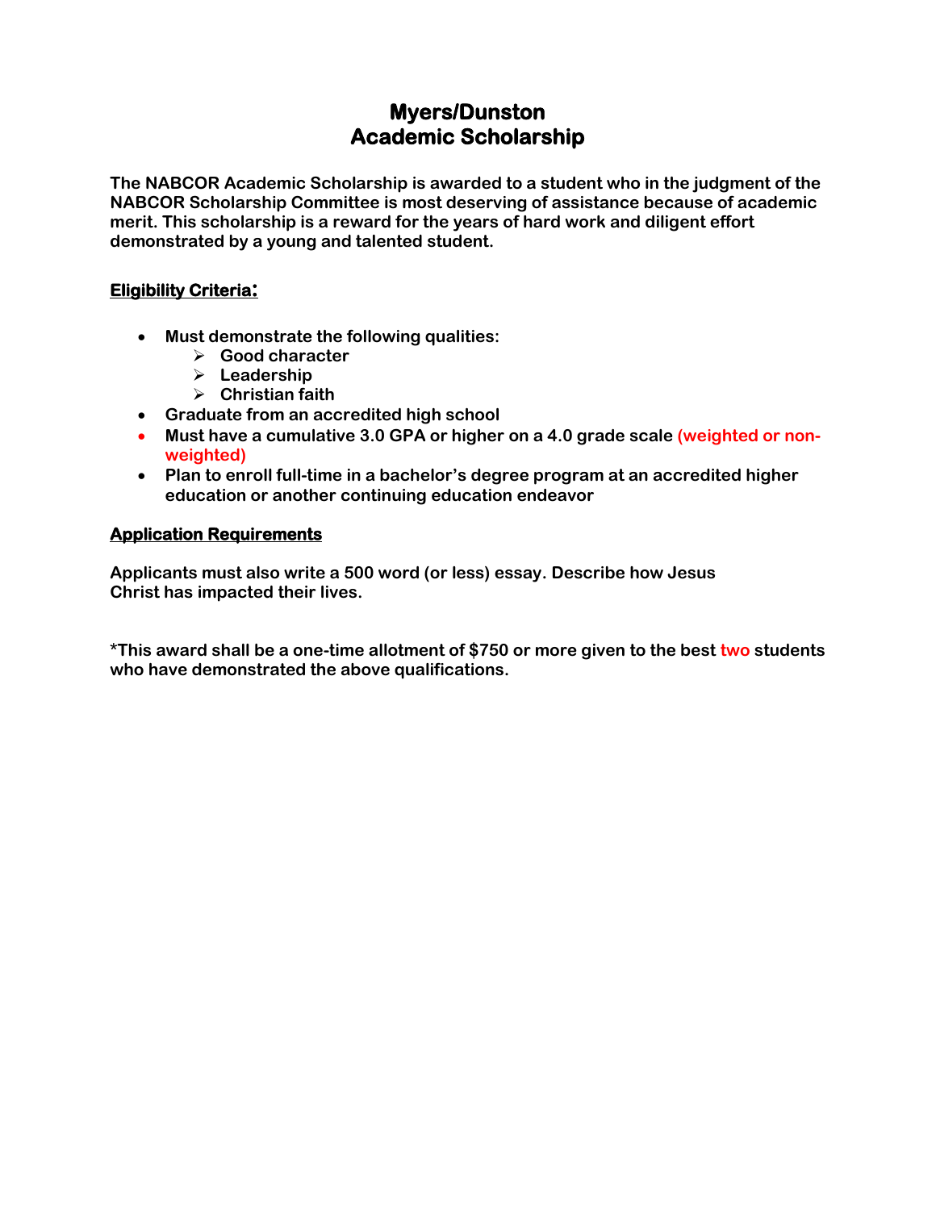# Myers/Dunston Academic Scholarship

**The NABCOR Academic Scholarship is awarded to a student who in the judgment of the NABCOR Scholarship Committee is most deserving of assistance because of academic merit. This scholarship is a reward for the years of hard work and diligent effort demonstrated by a young and talented student.**

**Eligibility Criteria:**

- **Must demonstrate the following qualities:**
  - **Good character**
  - **Leadership**
  - **Christian faith**
- **Graduate from an accredited high school**
- **Must have a cumulative 3.0 GPA or higher on a 4.0 grade scale (weighted or non-weighted)**
- **Plan to enroll full-time in a bachelor's degree program at an accredited higher education or another continuing education endeavor**

**Application Requirements**

**Applicants must also write a 500 word (or less) essay. Describe how Jesus Christ has impacted their lives.**

**\*This award shall be a one-time allotment of $750 or more given to the best two students who have demonstrated the above qualifications.**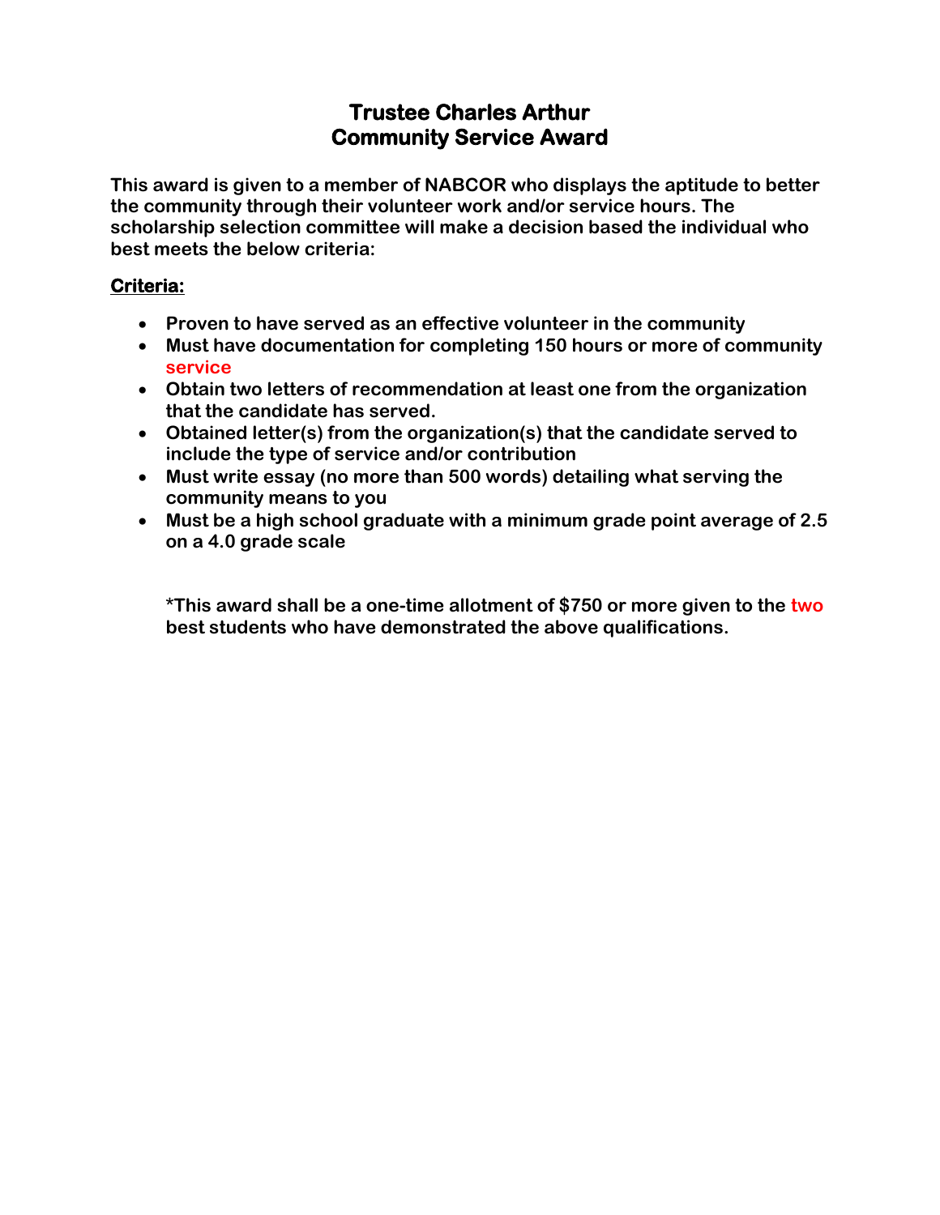# Trustee Charles Arthur
# Community Service Award

**This award is given to a member of NABCOR who displays the aptitude to better the community through their volunteer work and/or service hours. The scholarship selection committee will make a decision based the individual who best meets the below criteria:**

**Criteria:**

- **Proven to have served as an effective volunteer in the community**
- **Must have documentation for completing 150 hours or more of community service**
- **Obtain two letters of recommendation at least one from the organization that the candidate has served.**
- **Obtained letter(s) from the organization(s) that the candidate served to include the type of service and/or contribution**
- **Must write essay (no more than 500 words) detailing what serving the community means to you**
- **Must be a high school graduate with a minimum grade point average of 2.5 on a 4.0 grade scale**

**\*This award shall be a one-time allotment of $750 or more given to the two best students who have demonstrated the above qualifications.**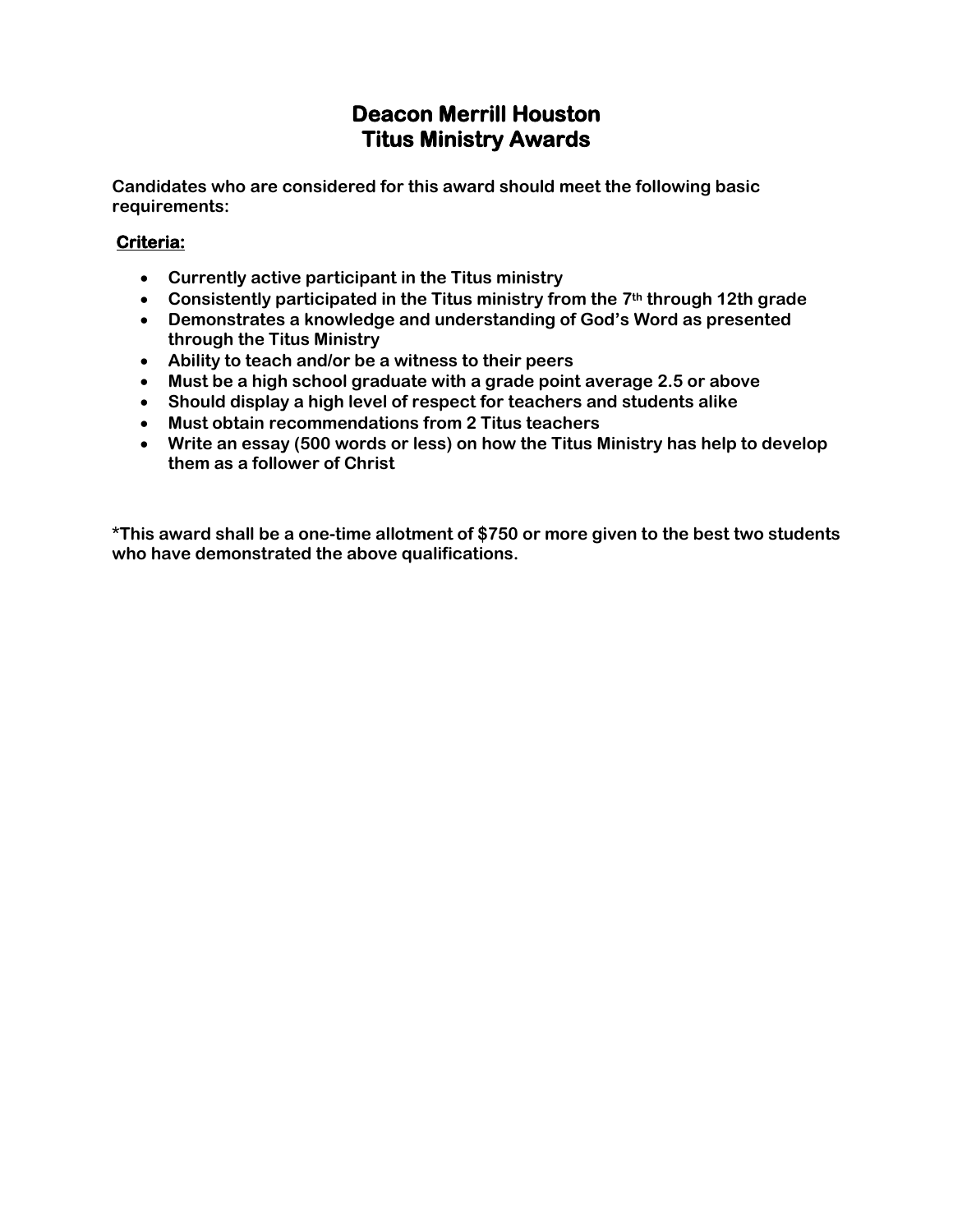# Deacon Merrill Houston
# Titus Ministry Awards

**Candidates who are considered for this award should meet the following basic requirements:**

**Criteria:**

- **Currently active participant in the Titus ministry**
- **Consistently participated in the Titus ministry from the 7th through 12th grade**
- **Demonstrates a knowledge and understanding of God's Word as presented through the Titus Ministry**
- **Ability to teach and/or be a witness to their peers**
- **Must be a high school graduate with a grade point average 2.5 or above**
- **Should display a high level of respect for teachers and students alike**
- **Must obtain recommendations from 2 Titus teachers**
- **Write an essay (500 words or less) on how the Titus Ministry has help to develop them as a follower of Christ**

**\*This award shall be a one-time allotment of $750 or more given to the best two students who have demonstrated the above qualifications.**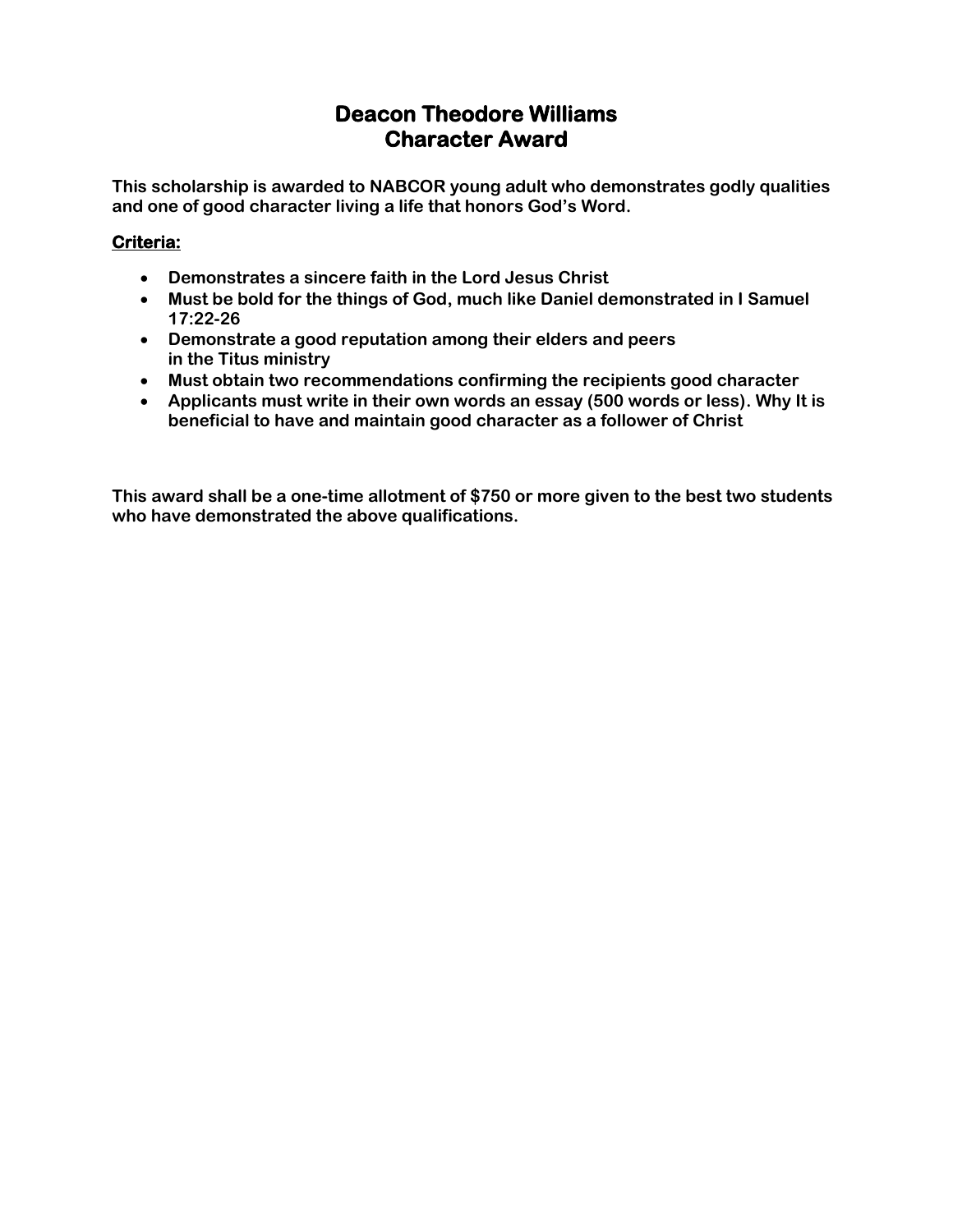# Deacon Theodore Williams
# Character Award

**This scholarship is awarded to NABCOR young adult who demonstrates godly qualities and one of good character living a life that honors God's Word.**

**Criteria:**

- **Demonstrates a sincere faith in the Lord Jesus Christ**
- **Must be bold for the things of God, much like Daniel demonstrated in I Samuel 17:22-26**
- **Demonstrate a good reputation among their elders and peers in the Titus ministry**
- **Must obtain two recommendations confirming the recipients good character**
- **Applicants must write in their own words an essay (500 words or less). Why It is beneficial to have and maintain good character as a follower of Christ**

**This award shall be a one-time allotment of $750 or more given to the best two students who have demonstrated the above qualifications.**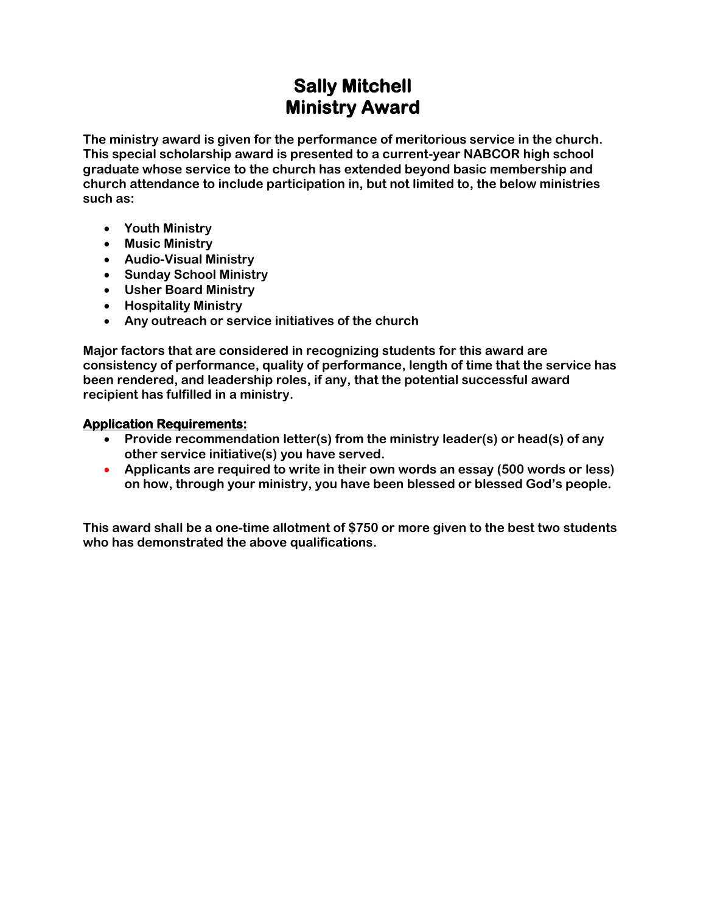# Sally Mitchell
# Ministry Award

**The ministry award is given for the performance of meritorious service in the church. This special scholarship award is presented to a current-year NABCOR high school graduate whose service to the church has extended beyond basic membership and church attendance to include participation in, but not limited to, the below ministries such as:**

- **Youth Ministry**
- **Music Ministry**
- **Audio-Visual Ministry**
- **Sunday School Ministry**
- **Usher Board Ministry**
- **Hospitality Ministry**
- **Any outreach or service initiatives of the church**

**Major factors that are considered in recognizing students for this award are consistency of performance, quality of performance, length of time that the service has been rendered, and leadership roles, if any, that the potential successful award recipient has fulfilled in a ministry.**

**<u>Application Requirements:</u>**

- **Provide recommendation letter(s) from the ministry leader(s) or head(s) of any other service initiative(s) you have served.**
- **Applicants are required to write in their own words an essay (500 words or less) on how, through your ministry, you have been blessed or blessed God's people.**

**This award shall be a one-time allotment of $750 or more given to the best two students who has demonstrated the above qualifications.**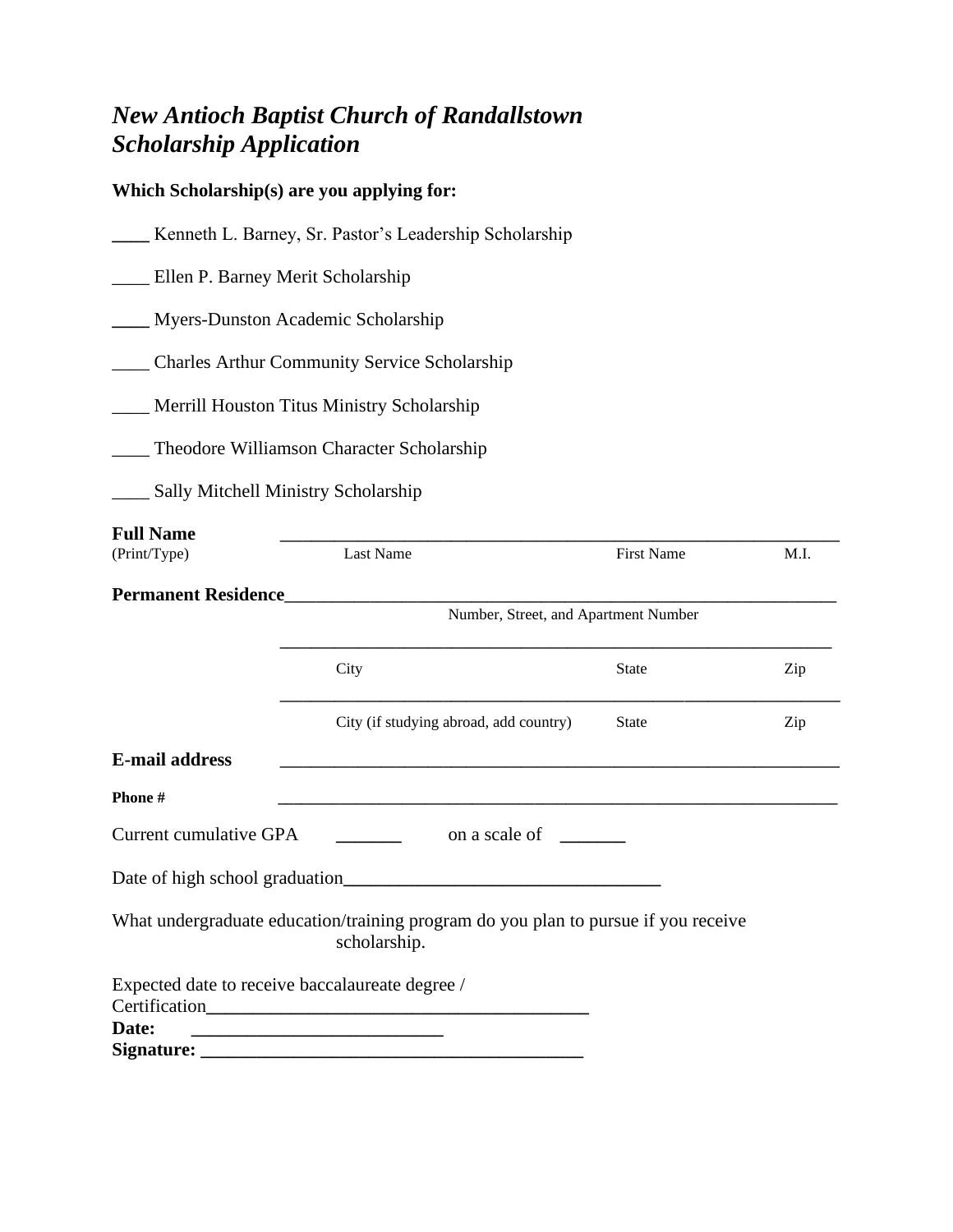# *New Antioch Baptist Church of Randallstown Scholarship Application*

**Which Scholarship(s) are you applying for:**

____ Kenneth L. Barney, Sr. Pastor's Leadership Scholarship

____ Ellen P. Barney Merit Scholarship

____ Myers-Dunston Academic Scholarship

____ Charles Arthur Community Service Scholarship

____ Merrill Houston Titus Ministry Scholarship

____ Theodore Williamson Character Scholarship

____ Sally Mitchell Ministry Scholarship

**Full Name** ______________________________________________________________
(Print/Type) Last Name First Name M.I.

**Permanent Residence**______________________________________________________
Number, Street, and Apartment Number

______________________________________________________________
City State Zip

______________________________________________________________
City (if studying abroad, add country) State Zip

**E-mail address** ______________________________________________________________

**Phone #** ______________________________________________________________

Current cumulative GPA _______ on a scale of _______

Date of high school graduation_________________________________

What undergraduate education/training program do you plan to pursue if you receive scholarship.

Expected date to receive baccalaureate degree / Certification________________________________________

**Date:** __________________________

**Signature:** ________________________________________